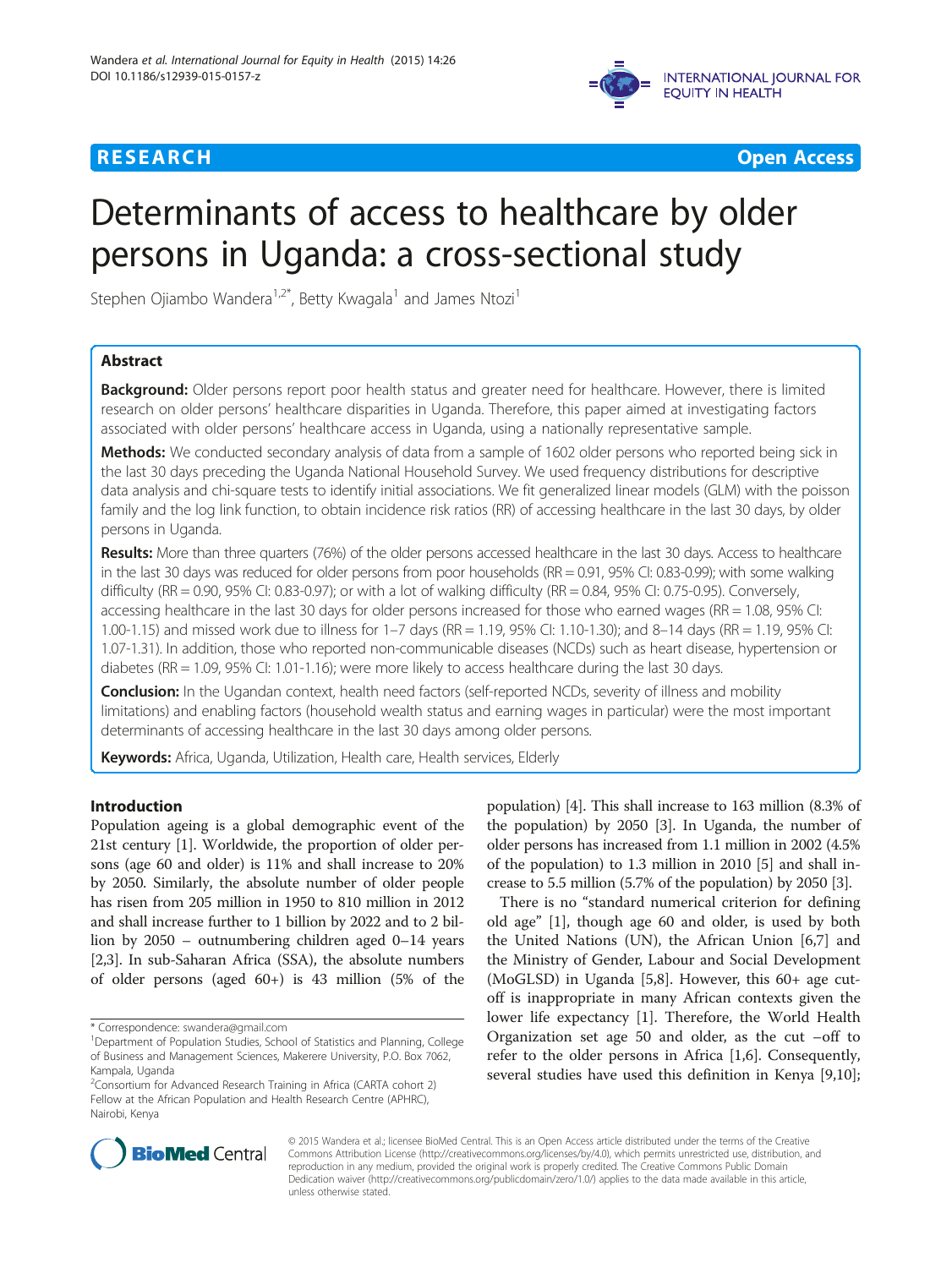RESEARCH Open Access

# Determinants of access to healthcare by older persons in Uganda: a cross-sectional study

Stephen Ojiambo Wandera[1,2*], Betty Kwagala[1] and James Ntozi[1]

## Abstract

**Background:** Older persons report poor health status and greater need for healthcare. However, there is limited research on older persons' healthcare disparities in Uganda. Therefore, this paper aimed at investigating factors associated with older persons' healthcare access in Uganda, using a nationally representative sample.

**Methods:** We conducted secondary analysis of data from a sample of 1602 older persons who reported being sick in the last 30 days preceding the Uganda National Household Survey. We used frequency distributions for descriptive data analysis and chi-square tests to identify initial associations. We fit generalized linear models (GLM) with the poisson family and the log link function, to obtain incidence risk ratios (RR) of accessing healthcare in the last 30 days, by older persons in Uganda.

**Results:** More than three quarters (76%) of the older persons accessed healthcare in the last 30 days. Access to healthcare in the last 30 days was reduced for older persons from poor households (RR = 0.91, 95% CI: 0.83-0.99); with some walking difficulty (RR = 0.90, 95% CI: 0.83-0.97); or with a lot of walking difficulty (RR = 0.84, 95% CI: 0.75-0.95). Conversely, accessing healthcare in the last 30 days for older persons increased for those who earned wages (RR = 1.08, 95% CI: 1.00-1.15) and missed work due to illness for 1–7 days (RR = 1.19, 95% CI: 1.10-1.30); and 8–14 days (RR = 1.19, 95% CI: 1.07-1.31). In addition, those who reported non-communicable diseases (NCDs) such as heart disease, hypertension or diabetes (RR = 1.09, 95% CI: 1.01-1.16); were more likely to access healthcare during the last 30 days.

**Conclusion:** In the Ugandan context, health need factors (self-reported NCDs, severity of illness and mobility limitations) and enabling factors (household wealth status and earning wages in particular) were the most important determinants of accessing healthcare in the last 30 days among older persons.

**Keywords:** Africa, Uganda, Utilization, Health care, Health services, Elderly

## Introduction

Population ageing is a global demographic event of the 21st century [1]. Worldwide, the proportion of older persons (age 60 and older) is 11% and shall increase to 20% by 2050. Similarly, the absolute number of older people has risen from 205 million in 1950 to 810 million in 2012 and shall increase further to 1 billion by 2022 and to 2 billion by 2050 – outnumbering children aged 0–14 years [2,3]. In sub-Saharan Africa (SSA), the absolute numbers of older persons (aged 60+) is 43 million (5% of the population) [4]. This shall increase to 163 million (8.3% of the population) by 2050 [3]. In Uganda, the number of older persons has increased from 1.1 million in 2002 (4.5% of the population) to 1.3 million in 2010 [5] and shall increase to 5.5 million (5.7% of the population) by 2050 [3].

There is no "standard numerical criterion for defining old age" [1], though age 60 and older, is used by both the United Nations (UN), the African Union [6,7] and the Ministry of Gender, Labour and Social Development (MoGLSD) in Uganda [5,8]. However, this 60+ age cut-off is inappropriate in many African contexts given the lower life expectancy [1]. Therefore, the World Health Organization set age 50 and older, as the cut –off to refer to the older persons in Africa [1,6]. Consequently, several studies have used this definition in Kenya [9,10];

* Correspondence: swandera@gmail.com
[1]Department of Population Studies, School of Statistics and Planning, College of Business and Management Sciences, Makerere University, P.O. Box 7062, Kampala, Uganda
[2]Consortium for Advanced Research Training in Africa (CARTA cohort 2) Fellow at the African Population and Health Research Centre (APHRC), Nairobi, Kenya

© 2015 Wandera et al.; licensee BioMed Central. This is an Open Access article distributed under the terms of the Creative Commons Attribution License (http://creativecommons.org/licenses/by/4.0), which permits unrestricted use, distribution, and reproduction in any medium, provided the original work is properly credited. The Creative Commons Public Domain Dedication waiver (http://creativecommons.org/publicdomain/zero/1.0/) applies to the data made available in this article, unless otherwise stated.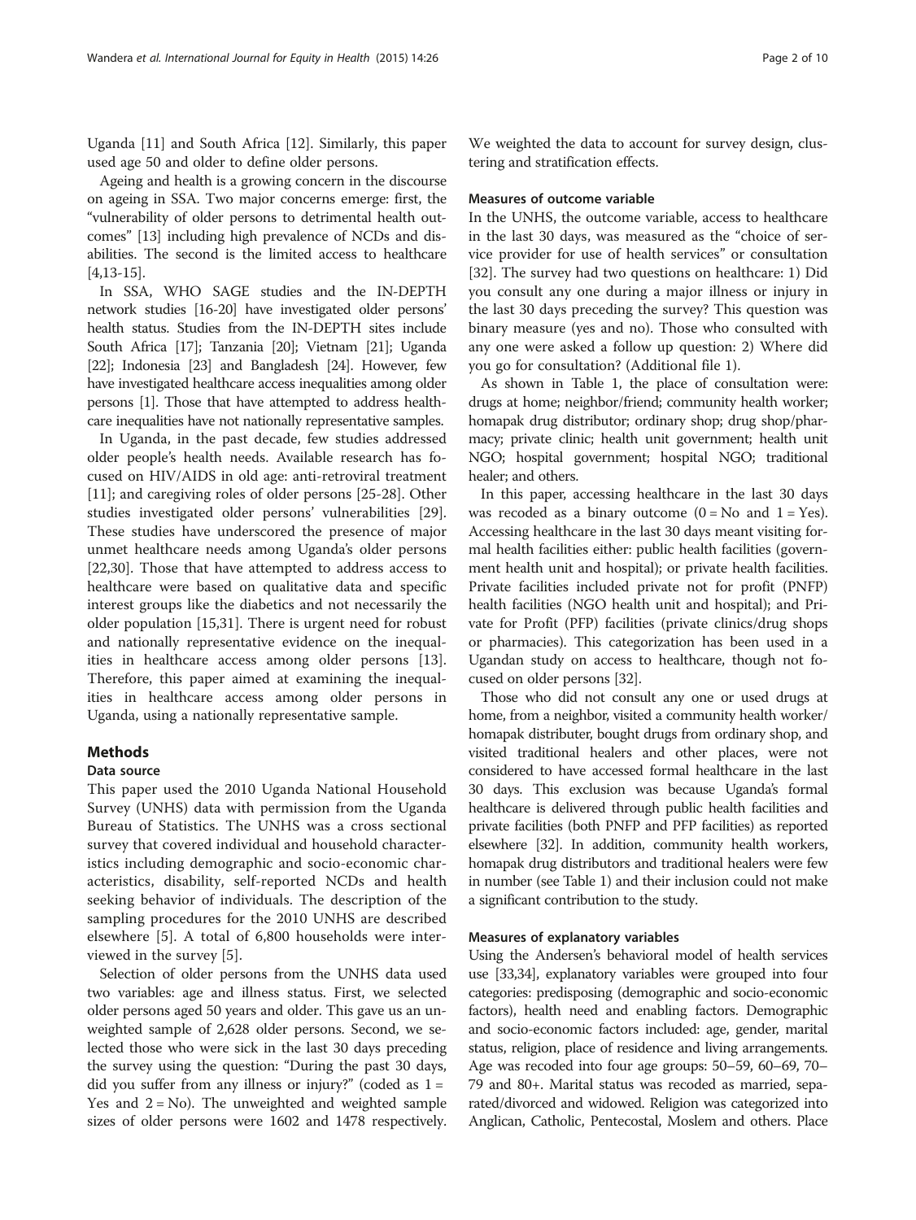Uganda [11] and South Africa [12]. Similarly, this paper used age 50 and older to define older persons.

Ageing and health is a growing concern in the discourse on ageing in SSA. Two major concerns emerge: first, the "vulnerability of older persons to detrimental health outcomes" [13] including high prevalence of NCDs and disabilities. The second is the limited access to healthcare [4,13-15].

In SSA, WHO SAGE studies and the IN-DEPTH network studies [16-20] have investigated older persons' health status. Studies from the IN-DEPTH sites include South Africa [17]; Tanzania [20]; Vietnam [21]; Uganda [22]; Indonesia [23] and Bangladesh [24]. However, few have investigated healthcare access inequalities among older persons [1]. Those that have attempted to address healthcare inequalities have not nationally representative samples.

In Uganda, in the past decade, few studies addressed older people's health needs. Available research has focused on HIV/AIDS in old age: anti-retroviral treatment [11]; and caregiving roles of older persons [25-28]. Other studies investigated older persons' vulnerabilities [29]. These studies have underscored the presence of major unmet healthcare needs among Uganda's older persons [22,30]. Those that have attempted to address access to healthcare were based on qualitative data and specific interest groups like the diabetics and not necessarily the older population [15,31]. There is urgent need for robust and nationally representative evidence on the inequalities in healthcare access among older persons [13]. Therefore, this paper aimed at examining the inequalities in healthcare access among older persons in Uganda, using a nationally representative sample.

## Methods

### Data source

This paper used the 2010 Uganda National Household Survey (UNHS) data with permission from the Uganda Bureau of Statistics. The UNHS was a cross sectional survey that covered individual and household characteristics including demographic and socio-economic characteristics, disability, self-reported NCDs and health seeking behavior of individuals. The description of the sampling procedures for the 2010 UNHS are described elsewhere [5]. A total of 6,800 households were interviewed in the survey [5].

Selection of older persons from the UNHS data used two variables: age and illness status. First, we selected older persons aged 50 years and older. This gave us an unweighted sample of 2,628 older persons. Second, we selected those who were sick in the last 30 days preceding the survey using the question: "During the past 30 days, did you suffer from any illness or injury?" (coded as 1 = Yes and 2 = No). The unweighted and weighted sample sizes of older persons were 1602 and 1478 respectively. We weighted the data to account for survey design, clustering and stratification effects.

### Measures of outcome variable

In the UNHS, the outcome variable, access to healthcare in the last 30 days, was measured as the "choice of service provider for use of health services" or consultation [32]. The survey had two questions on healthcare: 1) Did you consult any one during a major illness or injury in the last 30 days preceding the survey? This question was binary measure (yes and no). Those who consulted with any one were asked a follow up question: 2) Where did you go for consultation? (Additional file 1).

As shown in Table 1, the place of consultation were: drugs at home; neighbor/friend; community health worker; homapak drug distributor; ordinary shop; drug shop/pharmacy; private clinic; health unit government; health unit NGO; hospital government; hospital NGO; traditional healer; and others.

In this paper, accessing healthcare in the last 30 days was recoded as a binary outcome (0 = No and 1 = Yes). Accessing healthcare in the last 30 days meant visiting formal health facilities either: public health facilities (government health unit and hospital); or private health facilities. Private facilities included private not for profit (PNFP) health facilities (NGO health unit and hospital); and Private for Profit (PFP) facilities (private clinics/drug shops or pharmacies). This categorization has been used in a Ugandan study on access to healthcare, though not focused on older persons [32].

Those who did not consult any one or used drugs at home, from a neighbor, visited a community health worker/homapak distributer, bought drugs from ordinary shop, and visited traditional healers and other places, were not considered to have accessed formal healthcare in the last 30 days. This exclusion was because Uganda's formal healthcare is delivered through public health facilities and private facilities (both PNFP and PFP facilities) as reported elsewhere [32]. In addition, community health workers, homapak drug distributors and traditional healers were few in number (see Table 1) and their inclusion could not make a significant contribution to the study.

### Measures of explanatory variables

Using the Andersen's behavioral model of health services use [33,34], explanatory variables were grouped into four categories: predisposing (demographic and socio-economic factors), health need and enabling factors. Demographic and socio-economic factors included: age, gender, marital status, religion, place of residence and living arrangements. Age was recoded into four age groups: 50–59, 60–69, 70–79 and 80+. Marital status was recoded as married, separated/divorced and widowed. Religion was categorized into Anglican, Catholic, Pentecostal, Moslem and others. Place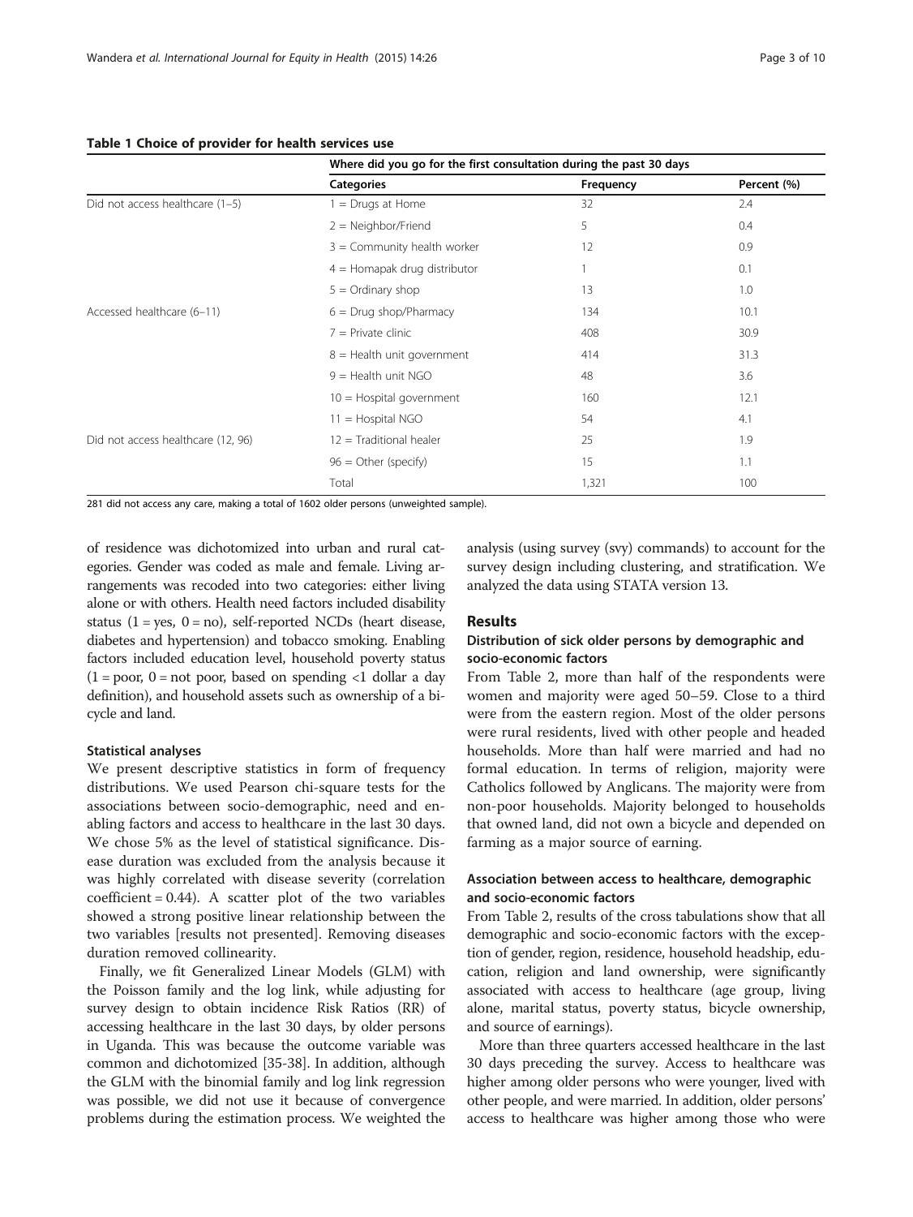**Table 1 Choice of provider for health services use**

| | Where did you go for the first consultation during the past 30 days | | |
|---|---|---|---|
| | Categories | Frequency | Percent (%) |
| Did not access healthcare (1–5) | 1 = Drugs at Home | 32 | 2.4 |
| | 2 = Neighbor/Friend | 5 | 0.4 |
| | 3 = Community health worker | 12 | 0.9 |
| | 4 = Homapak drug distributor | 1 | 0.1 |
| | 5 = Ordinary shop | 13 | 1.0 |
| Accessed healthcare (6–11) | 6 = Drug shop/Pharmacy | 134 | 10.1 |
| | 7 = Private clinic | 408 | 30.9 |
| | 8 = Health unit government | 414 | 31.3 |
| | 9 = Health unit NGO | 48 | 3.6 |
| | 10 = Hospital government | 160 | 12.1 |
| | 11 = Hospital NGO | 54 | 4.1 |
| Did not access healthcare (12, 96) | 12 = Traditional healer | 25 | 1.9 |
| | 96 = Other (specify) | 15 | 1.1 |
| | Total | 1,321 | 100 |

281 did not access any care, making a total of 1602 older persons (unweighted sample).

of residence was dichotomized into urban and rural categories. Gender was coded as male and female. Living arrangements was recoded into two categories: either living alone or with others. Health need factors included disability status (1 = yes, 0 = no), self-reported NCDs (heart disease, diabetes and hypertension) and tobacco smoking. Enabling factors included education level, household poverty status (1 = poor, 0 = not poor, based on spending <1 dollar a day definition), and household assets such as ownership of a bicycle and land.

#### Statistical analyses

We present descriptive statistics in form of frequency distributions. We used Pearson chi-square tests for the associations between socio-demographic, need and enabling factors and access to healthcare in the last 30 days. We chose 5% as the level of statistical significance. Disease duration was excluded from the analysis because it was highly correlated with disease severity (correlation coefficient = 0.44). A scatter plot of the two variables showed a strong positive linear relationship between the two variables [results not presented]. Removing diseases duration removed collinearity.

Finally, we fit Generalized Linear Models (GLM) with the Poisson family and the log link, while adjusting for survey design to obtain incidence Risk Ratios (RR) of accessing healthcare in the last 30 days, by older persons in Uganda. This was because the outcome variable was common and dichotomized [35-38]. In addition, although the GLM with the binomial family and log link regression was possible, we did not use it because of convergence problems during the estimation process. We weighted the analysis (using survey (svy) commands) to account for the survey design including clustering, and stratification. We analyzed the data using STATA version 13.

## Results

### Distribution of sick older persons by demographic and socio-economic factors

From Table 2, more than half of the respondents were women and majority were aged 50–59. Close to a third were from the eastern region. Most of the older persons were rural residents, lived with other people and headed households. More than half were married and had no formal education. In terms of religion, majority were Catholics followed by Anglicans. The majority were from non-poor households. Majority belonged to households that owned land, did not own a bicycle and depended on farming as a major source of earning.

### Association between access to healthcare, demographic and socio-economic factors

From Table 2, results of the cross tabulations show that all demographic and socio-economic factors with the exception of gender, region, residence, household headship, education, religion and land ownership, were significantly associated with access to healthcare (age group, living alone, marital status, poverty status, bicycle ownership, and source of earnings).

More than three quarters accessed healthcare in the last 30 days preceding the survey. Access to healthcare was higher among older persons who were younger, lived with other people, and were married. In addition, older persons' access to healthcare was higher among those who were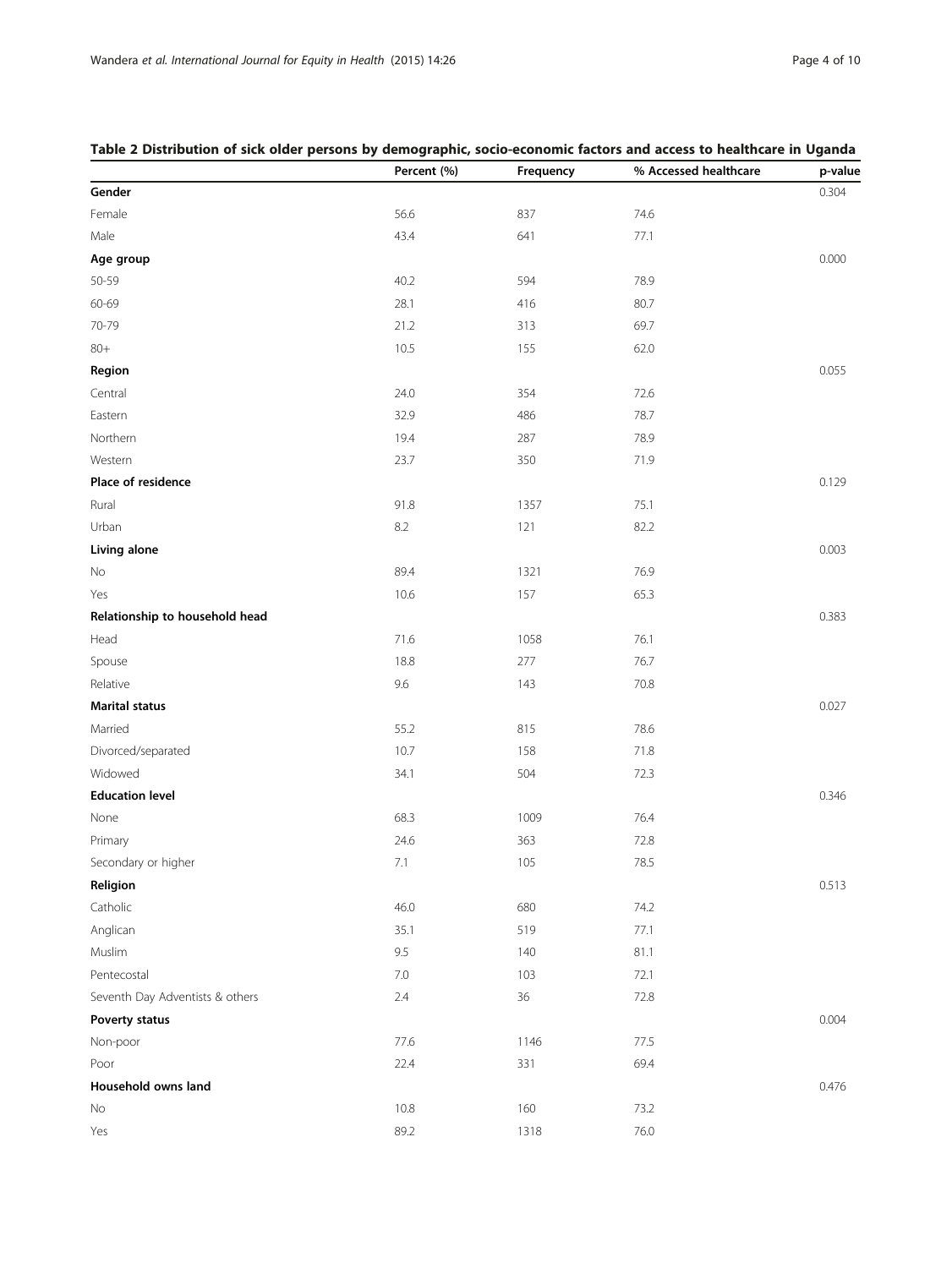**Table 2 Distribution of sick older persons by demographic, socio-economic factors and access to healthcare in Uganda**

| | Percent (%) | Frequency | % Accessed healthcare | p-value |
|---|---|---|---|---|
| **Gender** | | | | 0.304 |
| Female | 56.6 | 837 | 74.6 | |
| Male | 43.4 | 641 | 77.1 | |
| **Age group** | | | | 0.000 |
| 50-59 | 40.2 | 594 | 78.9 | |
| 60-69 | 28.1 | 416 | 80.7 | |
| 70-79 | 21.2 | 313 | 69.7 | |
| 80+ | 10.5 | 155 | 62.0 | |
| **Region** | | | | 0.055 |
| Central | 24.0 | 354 | 72.6 | |
| Eastern | 32.9 | 486 | 78.7 | |
| Northern | 19.4 | 287 | 78.9 | |
| Western | 23.7 | 350 | 71.9 | |
| **Place of residence** | | | | 0.129 |
| Rural | 91.8 | 1357 | 75.1 | |
| Urban | 8.2 | 121 | 82.2 | |
| **Living alone** | | | | 0.003 |
| No | 89.4 | 1321 | 76.9 | |
| Yes | 10.6 | 157 | 65.3 | |
| **Relationship to household head** | | | | 0.383 |
| Head | 71.6 | 1058 | 76.1 | |
| Spouse | 18.8 | 277 | 76.7 | |
| Relative | 9.6 | 143 | 70.8 | |
| **Marital status** | | | | 0.027 |
| Married | 55.2 | 815 | 78.6 | |
| Divorced/separated | 10.7 | 158 | 71.8 | |
| Widowed | 34.1 | 504 | 72.3 | |
| **Education level** | | | | 0.346 |
| None | 68.3 | 1009 | 76.4 | |
| Primary | 24.6 | 363 | 72.8 | |
| Secondary or higher | 7.1 | 105 | 78.5 | |
| **Religion** | | | | 0.513 |
| Catholic | 46.0 | 680 | 74.2 | |
| Anglican | 35.1 | 519 | 77.1 | |
| Muslim | 9.5 | 140 | 81.1 | |
| Pentecostal | 7.0 | 103 | 72.1 | |
| Seventh Day Adventists & others | 2.4 | 36 | 72.8 | |
| **Poverty status** | | | | 0.004 |
| Non-poor | 77.6 | 1146 | 77.5 | |
| Poor | 22.4 | 331 | 69.4 | |
| **Household owns land** | | | | 0.476 |
| No | 10.8 | 160 | 73.2 | |
| Yes | 89.2 | 1318 | 76.0 | |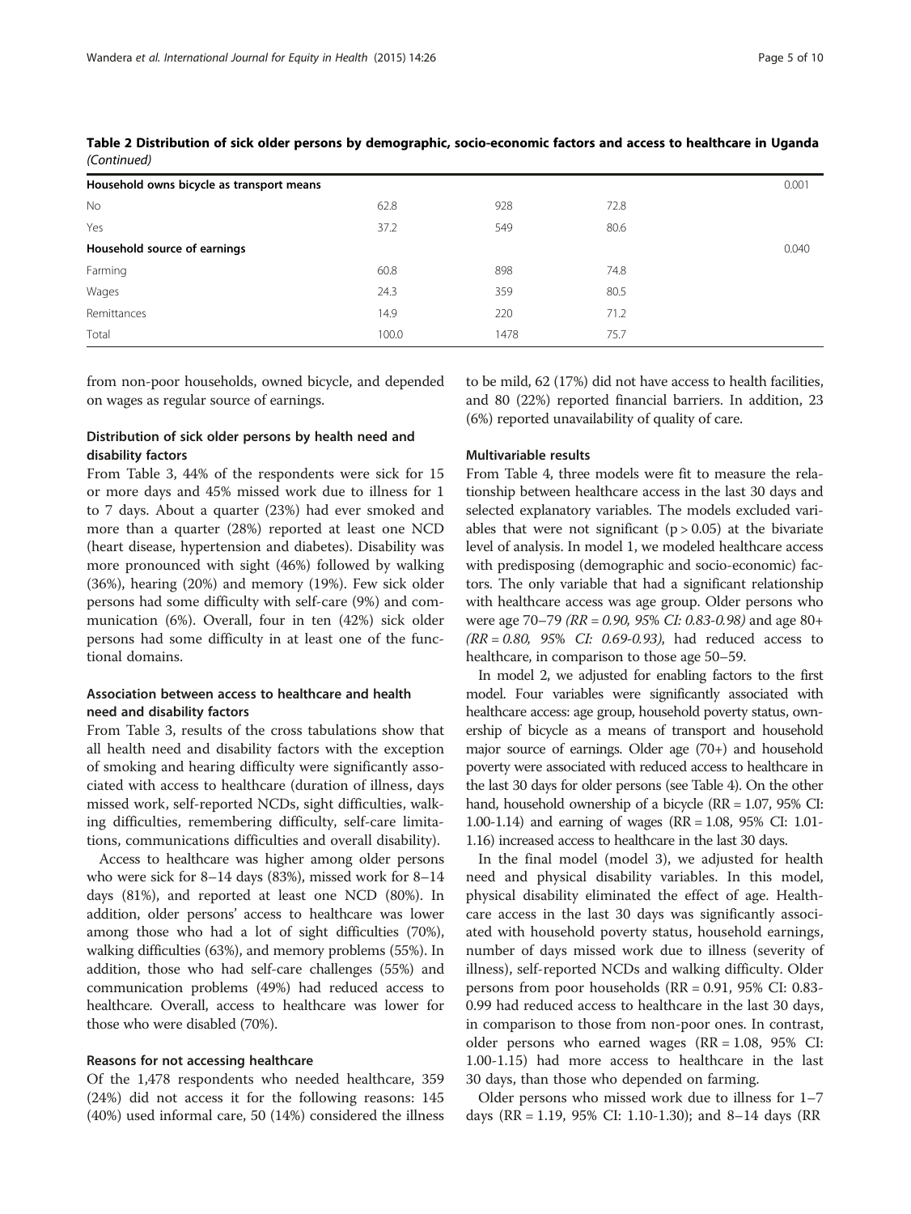**Table 2 Distribution of sick older persons by demographic, socio-economic factors and access to healthcare in Uganda** *(Continued)*

| | | | | |
|---|---|---|---|---|
| **Household owns bicycle as transport means** | | | | 0.001 |
| No | 62.8 | 928 | 72.8 | |
| Yes | 37.2 | 549 | 80.6 | |
| **Household source of earnings** | | | | 0.040 |
| Farming | 60.8 | 898 | 74.8 | |
| Wages | 24.3 | 359 | 80.5 | |
| Remittances | 14.9 | 220 | 71.2 | |
| Total | 100.0 | 1478 | 75.7 | |

from non-poor households, owned bicycle, and depended on wages as regular source of earnings.

### Distribution of sick older persons by health need and disability factors

From Table 3, 44% of the respondents were sick for 15 or more days and 45% missed work due to illness for 1 to 7 days. About a quarter (23%) had ever smoked and more than a quarter (28%) reported at least one NCD (heart disease, hypertension and diabetes). Disability was more pronounced with sight (46%) followed by walking (36%), hearing (20%) and memory (19%). Few sick older persons had some difficulty with self-care (9%) and communication (6%). Overall, four in ten (42%) sick older persons had some difficulty in at least one of the functional domains.

### Association between access to healthcare and health need and disability factors

From Table 3, results of the cross tabulations show that all health need and disability factors with the exception of smoking and hearing difficulty were significantly associated with access to healthcare (duration of illness, days missed work, self-reported NCDs, sight difficulties, walking difficulties, remembering difficulty, self-care limitations, communications difficulties and overall disability).

Access to healthcare was higher among older persons who were sick for 8–14 days (83%), missed work for 8–14 days (81%), and reported at least one NCD (80%). In addition, older persons' access to healthcare was lower among those who had a lot of sight difficulties (70%), walking difficulties (63%), and memory problems (55%). In addition, those who had self-care challenges (55%) and communication problems (49%) had reduced access to healthcare. Overall, access to healthcare was lower for those who were disabled (70%).

### Reasons for not accessing healthcare

Of the 1,478 respondents who needed healthcare, 359 (24%) did not access it for the following reasons: 145 (40%) used informal care, 50 (14%) considered the illness to be mild, 62 (17%) did not have access to health facilities, and 80 (22%) reported financial barriers. In addition, 23 (6%) reported unavailability of quality of care.

### Multivariable results

From Table 4, three models were fit to measure the relationship between healthcare access in the last 30 days and selected explanatory variables. The models excluded variables that were not significant ($p > 0.05$) at the bivariate level of analysis. In model 1, we modeled healthcare access with predisposing (demographic and socio-economic) factors. The only variable that had a significant relationship with healthcare access was age group. Older persons who were age 70–79 *(RR = 0.90, 95% CI: 0.83-0.98)* and age 80+ *(RR = 0.80, 95% CI: 0.69-0.93)*, had reduced access to healthcare, in comparison to those age 50–59.

In model 2, we adjusted for enabling factors to the first model. Four variables were significantly associated with healthcare access: age group, household poverty status, ownership of bicycle as a means of transport and household major source of earnings. Older age (70+) and household poverty were associated with reduced access to healthcare in the last 30 days for older persons (see Table 4). On the other hand, household ownership of a bicycle (RR = 1.07, 95% CI: 1.00-1.14) and earning of wages (RR = 1.08, 95% CI: 1.01-1.16) increased access to healthcare in the last 30 days.

In the final model (model 3), we adjusted for health need and physical disability variables. In this model, physical disability eliminated the effect of age. Healthcare access in the last 30 days was significantly associated with household poverty status, household earnings, number of days missed work due to illness (severity of illness), self-reported NCDs and walking difficulty. Older persons from poor households (RR = 0.91, 95% CI: 0.83-0.99 had reduced access to healthcare in the last 30 days, in comparison to those from non-poor ones. In contrast, older persons who earned wages (RR = 1.08, 95% CI: 1.00-1.15) had more access to healthcare in the last 30 days, than those who depended on farming.

Older persons who missed work due to illness for 1–7 days (RR = 1.19, 95% CI: 1.10-1.30); and 8–14 days (RR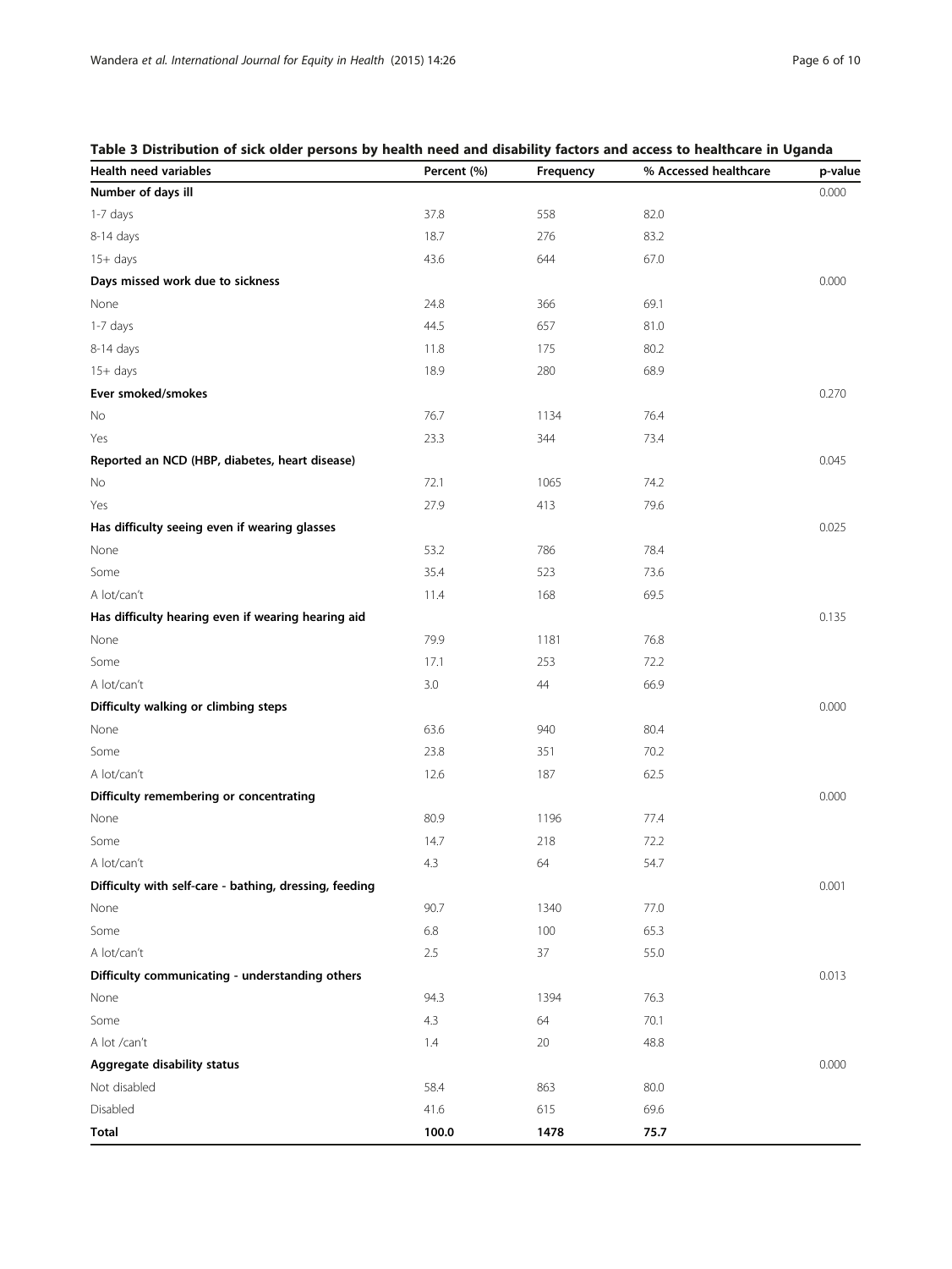**Table 3 Distribution of sick older persons by health need and disability factors and access to healthcare in Uganda**

| Health need variables | Percent (%) | Frequency | % Accessed healthcare | p-value |
|---|---|---|---|---|
| **Number of days ill** | | | | 0.000 |
| 1-7 days | 37.8 | 558 | 82.0 | |
| 8-14 days | 18.7 | 276 | 83.2 | |
| 15+ days | 43.6 | 644 | 67.0 | |
| **Days missed work due to sickness** | | | | 0.000 |
| None | 24.8 | 366 | 69.1 | |
| 1-7 days | 44.5 | 657 | 81.0 | |
| 8-14 days | 11.8 | 175 | 80.2 | |
| 15+ days | 18.9 | 280 | 68.9 | |
| **Ever smoked/smokes** | | | | 0.270 |
| No | 76.7 | 1134 | 76.4 | |
| Yes | 23.3 | 344 | 73.4 | |
| **Reported an NCD (HBP, diabetes, heart disease)** | | | | 0.045 |
| No | 72.1 | 1065 | 74.2 | |
| Yes | 27.9 | 413 | 79.6 | |
| **Has difficulty seeing even if wearing glasses** | | | | 0.025 |
| None | 53.2 | 786 | 78.4 | |
| Some | 35.4 | 523 | 73.6 | |
| A lot/can't | 11.4 | 168 | 69.5 | |
| **Has difficulty hearing even if wearing hearing aid** | | | | 0.135 |
| None | 79.9 | 1181 | 76.8 | |
| Some | 17.1 | 253 | 72.2 | |
| A lot/can't | 3.0 | 44 | 66.9 | |
| **Difficulty walking or climbing steps** | | | | 0.000 |
| None | 63.6 | 940 | 80.4 | |
| Some | 23.8 | 351 | 70.2 | |
| A lot/can't | 12.6 | 187 | 62.5 | |
| **Difficulty remembering or concentrating** | | | | 0.000 |
| None | 80.9 | 1196 | 77.4 | |
| Some | 14.7 | 218 | 72.2 | |
| A lot/can't | 4.3 | 64 | 54.7 | |
| **Difficulty with self-care - bathing, dressing, feeding** | | | | 0.001 |
| None | 90.7 | 1340 | 77.0 | |
| Some | 6.8 | 100 | 65.3 | |
| A lot/can't | 2.5 | 37 | 55.0 | |
| **Difficulty communicating - understanding others** | | | | 0.013 |
| None | 94.3 | 1394 | 76.3 | |
| Some | 4.3 | 64 | 70.1 | |
| A lot /can't | 1.4 | 20 | 48.8 | |
| **Aggregate disability status** | | | | 0.000 |
| Not disabled | 58.4 | 863 | 80.0 | |
| Disabled | 41.6 | 615 | 69.6 | |
| **Total** | **100.0** | **1478** | **75.7** | |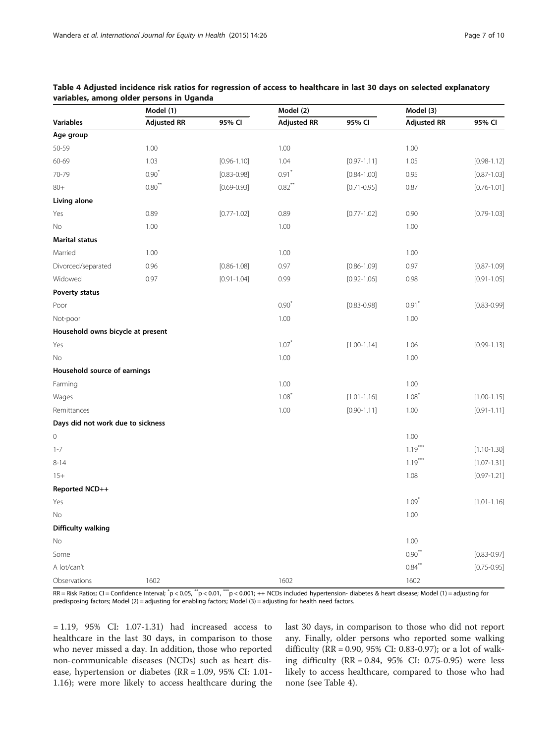**Table 4 Adjusted incidence risk ratios for regression of access to healthcare in last 30 days on selected explanatory variables, among older persons in Uganda**

| | Model (1) | | Model (2) | | Model (3) | |
|---|---|---|---|---|---|---|
| Variables | Adjusted RR | 95% CI | Adjusted RR | 95% CI | Adjusted RR | 95% CI |
| **Age group** | | | | | | |
| 50-59 | 1.00 | | 1.00 | | 1.00 | |
| 60-69 | 1.03 | [0.96-1.10] | 1.04 | [0.97-1.11] | 1.05 | [0.98-1.12] |
| 70-79 | 0.90* | [0.83-0.98] | 0.91* | [0.84-1.00] | 0.95 | [0.87-1.03] |
| 80+ | 0.80** | [0.69-0.93] | 0.82** | [0.71-0.95] | 0.87 | [0.76-1.01] |
| **Living alone** | | | | | | |
| Yes | 0.89 | [0.77-1.02] | 0.89 | [0.77-1.02] | 0.90 | [0.79-1.03] |
| No | 1.00 | | 1.00 | | 1.00 | |
| **Marital status** | | | | | | |
| Married | 1.00 | | 1.00 | | 1.00 | |
| Divorced/separated | 0.96 | [0.86-1.08] | 0.97 | [0.86-1.09] | 0.97 | [0.87-1.09] |
| Widowed | 0.97 | [0.91-1.04] | 0.99 | [0.92-1.06] | 0.98 | [0.91-1.05] |
| **Poverty status** | | | | | | |
| Poor | | | 0.90* | [0.83-0.98] | 0.91* | [0.83-0.99] |
| Not-poor | | | 1.00 | | 1.00 | |
| **Household owns bicycle at present** | | | | | | |
| Yes | | | 1.07* | [1.00-1.14] | 1.06 | [0.99-1.13] |
| No | | | 1.00 | | 1.00 | |
| **Household source of earnings** | | | | | | |
| Farming | | | 1.00 | | 1.00 | |
| Wages | | | 1.08* | [1.01-1.16] | 1.08* | [1.00-1.15] |
| Remittances | | | 1.00 | [0.90-1.11] | 1.00 | [0.91-1.11] |
| **Days did not work due to sickness** | | | | | | |
| 0 | | | | | 1.00 | |
| 1-7 | | | | | 1.19*** | [1.10-1.30] |
| 8-14 | | | | | 1.19*** | [1.07-1.31] |
| 15+ | | | | | 1.08 | [0.97-1.21] |
| **Reported NCD++** | | | | | | |
| Yes | | | | | 1.09* | [1.01-1.16] |
| No | | | | | 1.00 | |
| **Difficulty walking** | | | | | | |
| No | | | | | 1.00 | |
| Some | | | | | 0.90** | [0.83-0.97] |
| A lot/can't | | | | | 0.84** | [0.75-0.95] |
| Observations | 1602 | | 1602 | | 1602 | |

RR = Risk Ratios; CI = Confidence Interval; *p < 0.05, **p < 0.01, ***p < 0.001; ++ NCDs included hypertension- diabetes & heart disease; Model (1) = adjusting for predisposing factors; Model (2) = adjusting for enabling factors; Model (3) = adjusting for health need factors.

= 1.19, 95% CI: 1.07-1.31) had increased access to healthcare in the last 30 days, in comparison to those who never missed a day. In addition, those who reported non-communicable diseases (NCDs) such as heart disease, hypertension or diabetes (RR = 1.09, 95% CI: 1.01-1.16); were more likely to access healthcare during the last 30 days, in comparison to those who did not report any. Finally, older persons who reported some walking difficulty (RR = 0.90, 95% CI: 0.83-0.97); or a lot of walking difficulty (RR = 0.84, 95% CI: 0.75-0.95) were less likely to access healthcare, compared to those who had none (see Table 4).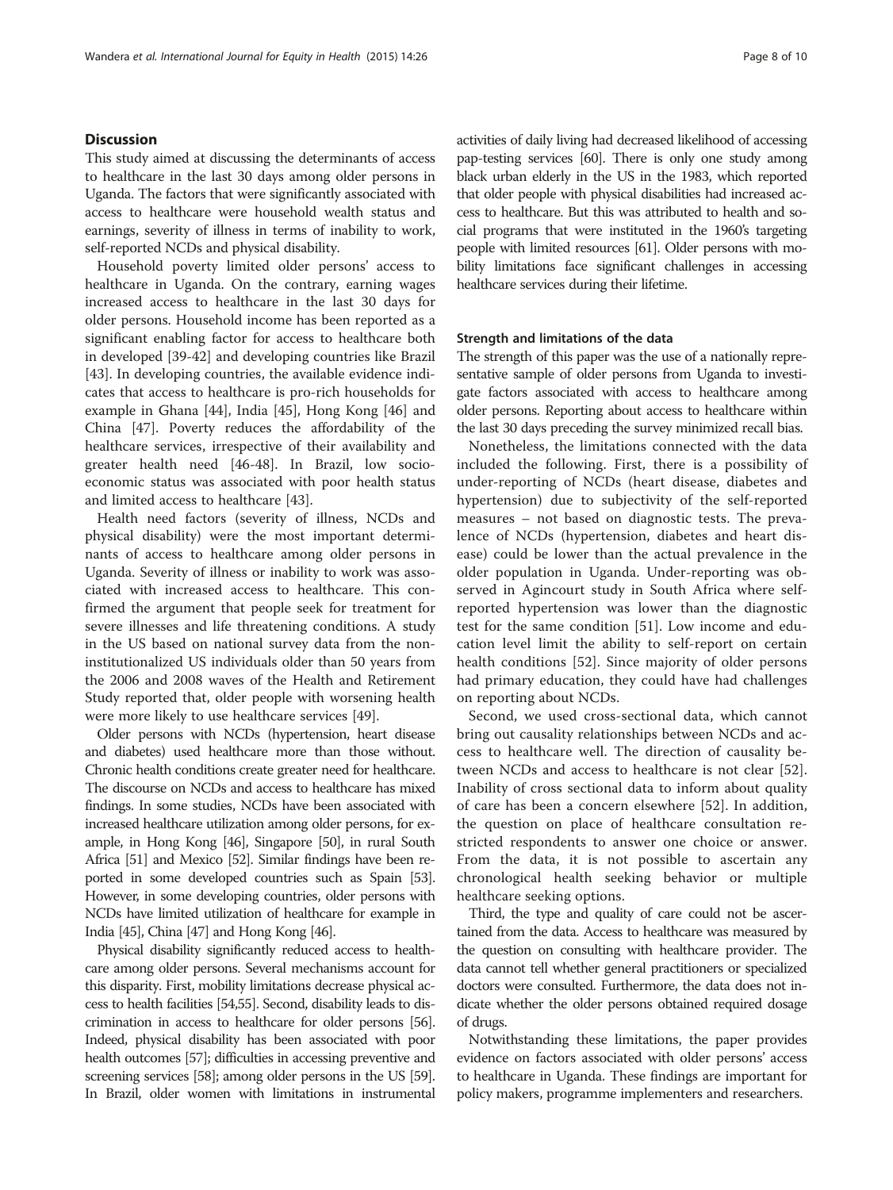## Discussion

This study aimed at discussing the determinants of access to healthcare in the last 30 days among older persons in Uganda. The factors that were significantly associated with access to healthcare were household wealth status and earnings, severity of illness in terms of inability to work, self-reported NCDs and physical disability.

Household poverty limited older persons' access to healthcare in Uganda. On the contrary, earning wages increased access to healthcare in the last 30 days for older persons. Household income has been reported as a significant enabling factor for access to healthcare both in developed [39-42] and developing countries like Brazil [43]. In developing countries, the available evidence indicates that access to healthcare is pro-rich households for example in Ghana [44], India [45], Hong Kong [46] and China [47]. Poverty reduces the affordability of the healthcare services, irrespective of their availability and greater health need [46-48]. In Brazil, low socio-economic status was associated with poor health status and limited access to healthcare [43].

Health need factors (severity of illness, NCDs and physical disability) were the most important determinants of access to healthcare among older persons in Uganda. Severity of illness or inability to work was associated with increased access to healthcare. This confirmed the argument that people seek for treatment for severe illnesses and life threatening conditions. A study in the US based on national survey data from the non-institutionalized US individuals older than 50 years from the 2006 and 2008 waves of the Health and Retirement Study reported that, older people with worsening health were more likely to use healthcare services [49].

Older persons with NCDs (hypertension, heart disease and diabetes) used healthcare more than those without. Chronic health conditions create greater need for healthcare. The discourse on NCDs and access to healthcare has mixed findings. In some studies, NCDs have been associated with increased healthcare utilization among older persons, for example, in Hong Kong [46], Singapore [50], in rural South Africa [51] and Mexico [52]. Similar findings have been reported in some developed countries such as Spain [53]. However, in some developing countries, older persons with NCDs have limited utilization of healthcare for example in India [45], China [47] and Hong Kong [46].

Physical disability significantly reduced access to healthcare among older persons. Several mechanisms account for this disparity. First, mobility limitations decrease physical access to health facilities [54,55]. Second, disability leads to discrimination in access to healthcare for older persons [56]. Indeed, physical disability has been associated with poor health outcomes [57]; difficulties in accessing preventive and screening services [58]; among older persons in the US [59]. In Brazil, older women with limitations in instrumental activities of daily living had decreased likelihood of accessing pap-testing services [60]. There is only one study among black urban elderly in the US in the 1983, which reported that older people with physical disabilities had increased access to healthcare. But this was attributed to health and social programs that were instituted in the 1960's targeting people with limited resources [61]. Older persons with mobility limitations face significant challenges in accessing healthcare services during their lifetime.

### Strength and limitations of the data

The strength of this paper was the use of a nationally representative sample of older persons from Uganda to investigate factors associated with access to healthcare among older persons. Reporting about access to healthcare within the last 30 days preceding the survey minimized recall bias.

Nonetheless, the limitations connected with the data included the following. First, there is a possibility of under-reporting of NCDs (heart disease, diabetes and hypertension) due to subjectivity of the self-reported measures – not based on diagnostic tests. The prevalence of NCDs (hypertension, diabetes and heart disease) could be lower than the actual prevalence in the older population in Uganda. Under-reporting was observed in Agincourt study in South Africa where self-reported hypertension was lower than the diagnostic test for the same condition [51]. Low income and education level limit the ability to self-report on certain health conditions [52]. Since majority of older persons had primary education, they could have had challenges on reporting about NCDs.

Second, we used cross-sectional data, which cannot bring out causality relationships between NCDs and access to healthcare well. The direction of causality between NCDs and access to healthcare is not clear [52]. Inability of cross sectional data to inform about quality of care has been a concern elsewhere [52]. In addition, the question on place of healthcare consultation restricted respondents to answer one choice or answer. From the data, it is not possible to ascertain any chronological health seeking behavior or multiple healthcare seeking options.

Third, the type and quality of care could not be ascertained from the data. Access to healthcare was measured by the question on consulting with healthcare provider. The data cannot tell whether general practitioners or specialized doctors were consulted. Furthermore, the data does not indicate whether the older persons obtained required dosage of drugs.

Notwithstanding these limitations, the paper provides evidence on factors associated with older persons' access to healthcare in Uganda. These findings are important for policy makers, programme implementers and researchers.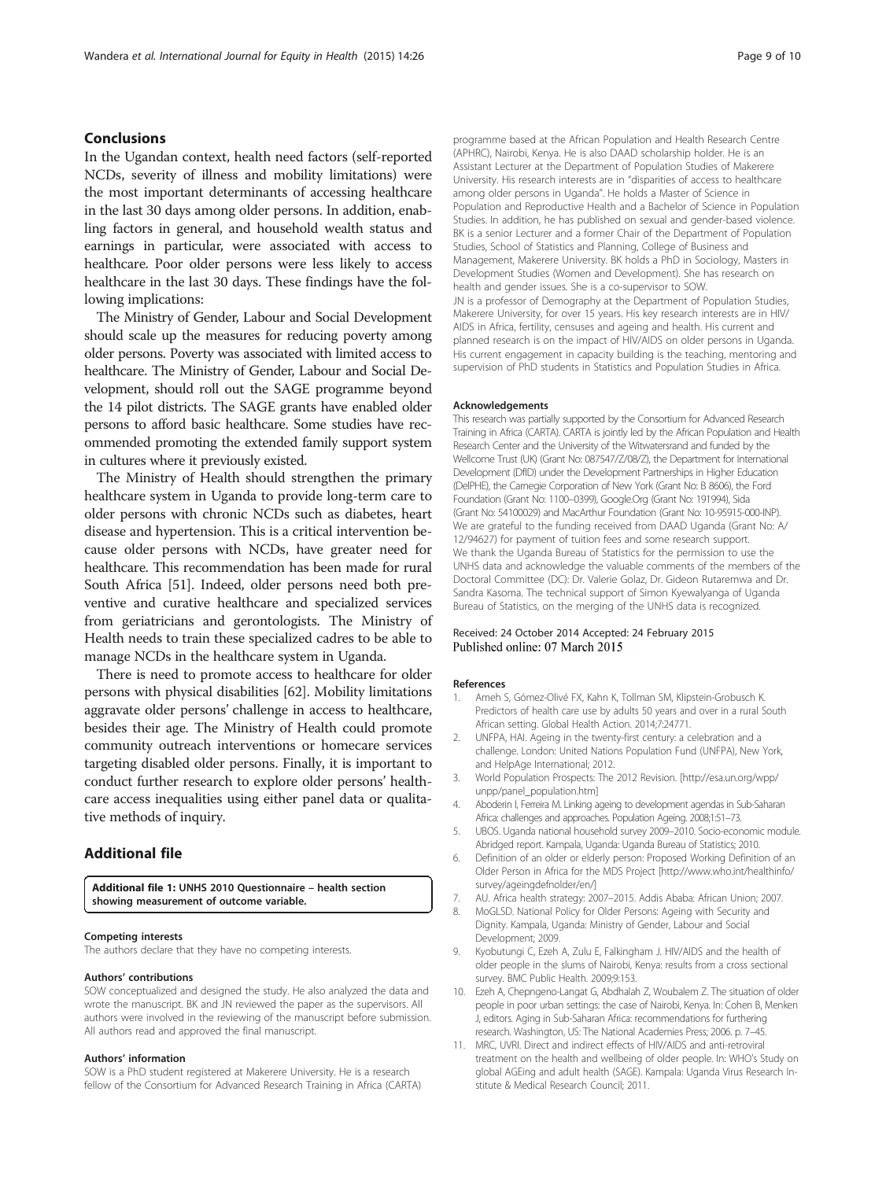## Conclusions

In the Ugandan context, health need factors (self-reported NCDs, severity of illness and mobility limitations) were the most important determinants of accessing healthcare in the last 30 days among older persons. In addition, enabling factors in general, and household wealth status and earnings in particular, were associated with access to healthcare. Poor older persons were less likely to access healthcare in the last 30 days. These findings have the following implications:

The Ministry of Gender, Labour and Social Development should scale up the measures for reducing poverty among older persons. Poverty was associated with limited access to healthcare. The Ministry of Gender, Labour and Social Development, should roll out the SAGE programme beyond the 14 pilot districts. The SAGE grants have enabled older persons to afford basic healthcare. Some studies have recommended promoting the extended family support system in cultures where it previously existed.

The Ministry of Health should strengthen the primary healthcare system in Uganda to provide long-term care to older persons with chronic NCDs such as diabetes, heart disease and hypertension. This is a critical intervention because older persons with NCDs, have greater need for healthcare. This recommendation has been made for rural South Africa [51]. Indeed, older persons need both preventive and curative healthcare and specialized services from geriatricians and gerontologists. The Ministry of Health needs to train these specialized cadres to be able to manage NCDs in the healthcare system in Uganda.

There is need to promote access to healthcare for older persons with physical disabilities [62]. Mobility limitations aggravate older persons' challenge in access to healthcare, besides their age. The Ministry of Health could promote community outreach interventions or homecare services targeting disabled older persons. Finally, it is important to conduct further research to explore older persons' healthcare access inequalities using either panel data or qualitative methods of inquiry.

## Additional file

**Additional file 1: UNHS 2010 Questionnaire – health section showing measurement of outcome variable.**

#### Competing interests

The authors declare that they have no competing interests.

#### Authors' contributions

SOW conceptualized and designed the study. He also analyzed the data and wrote the manuscript. BK and JN reviewed the paper as the supervisors. All authors were involved in the reviewing of the manuscript before submission. All authors read and approved the final manuscript.

#### Authors' information

SOW is a PhD student registered at Makerere University. He is a research fellow of the Consortium for Advanced Research Training in Africa (CARTA) programme based at the African Population and Health Research Centre (APHRC), Nairobi, Kenya. He is also DAAD scholarship holder. He is an Assistant Lecturer at the Department of Population Studies of Makerere University. His research interests are in "disparities of access to healthcare among older persons in Uganda". He holds a Master of Science in Population and Reproductive Health and a Bachelor of Science in Population Studies. In addition, he has published on sexual and gender-based violence. BK is a senior Lecturer and a former Chair of the Department of Population Studies, School of Statistics and Planning, College of Business and Management, Makerere University. BK holds a PhD in Sociology, Masters in Development Studies (Women and Development). She has research on health and gender issues. She is a co-supervisor to SOW.

JN is a professor of Demography at the Department of Population Studies, Makerere University, for over 15 years. His key research interests are in HIV/AIDS in Africa, fertility, censuses and ageing and health. His current and planned research is on the impact of HIV/AIDS on older persons in Uganda. His current engagement in capacity building is the teaching, mentoring and supervision of PhD students in Statistics and Population Studies in Africa.

#### Acknowledgements

This research was partially supported by the Consortium for Advanced Research Training in Africa (CARTA). CARTA is jointly led by the African Population and Health Research Center and the University of the Witwatersrand and funded by the Wellcome Trust (UK) (Grant No: 087547/Z/08/Z), the Department for International Development (DfID) under the Development Partnerships in Higher Education (DelPHE), the Carnegie Corporation of New York (Grant No: B 8606), the Ford Foundation (Grant No: 1100–0399), Google.Org (Grant No: 191994), Sida (Grant No: 54100029) and MacArthur Foundation (Grant No: 10-95915-000-INP). We are grateful to the funding received from DAAD Uganda (Grant No: A/12/94627) for payment of tuition fees and some research support. We thank the Uganda Bureau of Statistics for the permission to use the UNHS data and acknowledge the valuable comments of the members of the Doctoral Committee (DC): Dr. Valerie Golaz, Dr. Gideon Rutaremwa and Dr. Sandra Kasoma. The technical support of Simon Kyewalyanga of Uganda Bureau of Statistics, on the merging of the UNHS data is recognized.

Received: 24 October 2014 Accepted: 24 February 2015
Published online: 07 March 2015

#### References

1. Ameh S, Gómez-Olivé FX, Kahn K, Tollman SM, Klipstein-Grobusch K. Predictors of health care use by adults 50 years and over in a rural South African setting. Global Health Action. 2014;7:24771.
2. UNFPA, HAI. Ageing in the twenty-first century: a celebration and a challenge. London: United Nations Population Fund (UNFPA), New York, and HelpAge International; 2012.
3. World Population Prospects: The 2012 Revision. [http://esa.un.org/wpp/unpp/panel_population.htm]
4. Aboderin I, Ferreira M. Linking ageing to development agendas in Sub-Saharan Africa: challenges and approaches. Population Ageing. 2008;1:51–73.
5. UBOS. Uganda national household survey 2009–2010. Socio-economic module. Abridged report. Kampala, Uganda: Uganda Bureau of Statistics; 2010.
6. Definition of an older or elderly person: Proposed Working Definition of an Older Person in Africa for the MDS Project [http://www.who.int/healthinfo/survey/ageingdefnolder/en/]
7. AU. Africa health strategy: 2007–2015. Addis Ababa: African Union; 2007.
8. MoGLSD. National Policy for Older Persons: Ageing with Security and Dignity. Kampala, Uganda: Ministry of Gender, Labour and Social Development; 2009.
9. Kyobutungi C, Ezeh A, Zulu E, Falkingham J. HIV/AIDS and the health of older people in the slums of Nairobi, Kenya: results from a cross sectional survey. BMC Public Health. 2009;9:153.
10. Ezeh A, Chepngeno-Langat G, Abdhalah Z, Woubalem Z. The situation of older people in poor urban settings: the case of Nairobi, Kenya. In: Cohen B, Menken J, editors. Aging in Sub-Saharan Africa: recommendations for furthering research. Washington, US: The National Academies Press; 2006. p. 7–45.
11. MRC, UVRI. Direct and indirect effects of HIV/AIDS and anti-retroviral treatment on the health and wellbeing of older people. In: WHO's Study on global AGEing and adult health (SAGE). Kampala: Uganda Virus Research Institute & Medical Research Council; 2011.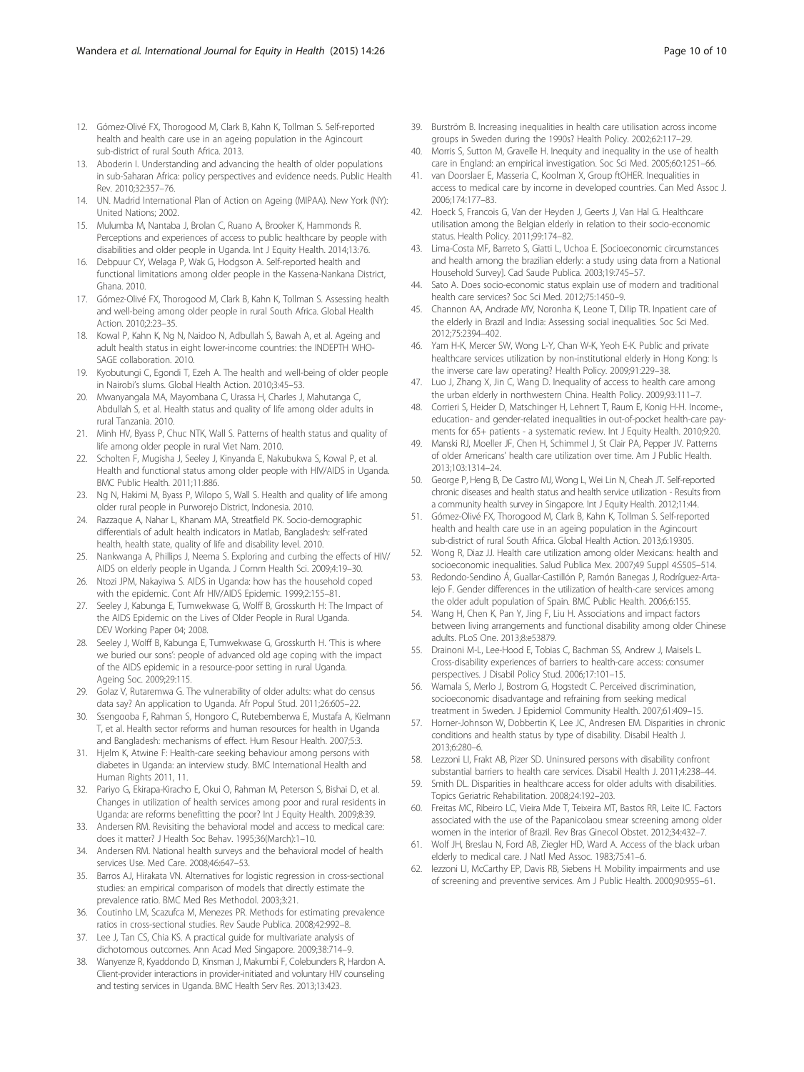12. Gómez-Olivé FX, Thorogood M, Clark B, Kahn K, Tollman S. Self-reported health and health care use in an ageing population in the Agincourt sub-district of rural South Africa. 2013.
13. Aboderin I. Understanding and advancing the health of older populations in sub-Saharan Africa: policy perspectives and evidence needs. Public Health Rev. 2010;32:357–76.
14. UN. Madrid International Plan of Action on Ageing (MIPAA). New York (NY): United Nations; 2002.
15. Mulumba M, Nantaba J, Brolan C, Ruano A, Brooker K, Hammonds R. Perceptions and experiences of access to public healthcare by people with disabilities and older people in Uganda. Int J Equity Health. 2014;13:76.
16. Debpuur CY, Welaga P, Wak G, Hodgson A. Self-reported health and functional limitations among older people in the Kassena-Nankana District, Ghana. 2010.
17. Gómez-Olivé FX, Thorogood M, Clark B, Kahn K, Tollman S. Assessing health and well-being among older people in rural South Africa. Global Health Action. 2010;2:23–35.
18. Kowal P, Kahn K, Ng N, Naidoo N, Adbullah S, Bawah A, et al. Ageing and adult health status in eight lower-income countries: the INDEPTH WHO-SAGE collaboration. 2010.
19. Kyobutungi C, Egondi T, Ezeh A. The health and well-being of older people in Nairobi's slums. Global Health Action. 2010;3:45–53.
20. Mwanyangala MA, Mayombana C, Urassa H, Charles J, Mahutanga C, Abdullah S, et al. Health status and quality of life among older adults in rural Tanzania. 2010.
21. Minh HV, Byass P, Chuc NTK, Wall S. Patterns of health status and quality of life among older people in rural Viet Nam. 2010.
22. Scholten F, Mugisha J, Seeley J, Kinyanda E, Nakubukwa S, Kowal P, et al. Health and functional status among older people with HIV/AIDS in Uganda. BMC Public Health. 2011;11:886.
23. Ng N, Hakimi M, Byass P, Wilopo S, Wall S. Health and quality of life among older rural people in Purworejo District, Indonesia. 2010.
24. Razzaque A, Nahar L, Khanam MA, Streatfield PK. Socio-demographic differentials of adult health indicators in Matlab, Bangladesh: self-rated health, health state, quality of life and disability level. 2010.
25. Nankwanga A, Phillips J, Neema S. Exploring and curbing the effects of HIV/ AIDS on elderly people in Uganda. J Comm Health Sci. 2009;4:19–30.
26. Ntozi JPM, Nakayiwa S. AIDS in Uganda: how has the household coped with the epidemic. Cont Afr HIV/AIDS Epidemic. 1999;2:155–81.
27. Seeley J, Kabunga E, Tumwekwase G, Wolff B, Grosskurth H: The Impact of the AIDS Epidemic on the Lives of Older People in Rural Uganda. DEV Working Paper 04; 2008.
28. Seeley J, Wolff B, Kabunga E, Tumwekwase G, Grosskurth H. 'This is where we buried our sons': people of advanced old age coping with the impact of the AIDS epidemic in a resource-poor setting in rural Uganda. Ageing Soc. 2009;29:115.
29. Golaz V, Rutaremwa G. The vulnerability of older adults: what do census data say? An application to Uganda. Afr Popul Stud. 2011;26:605–22.
30. Ssengooba F, Rahman S, Hongoro C, Rutebemberwa E, Mustafa A, Kielmann T, et al. Health sector reforms and human resources for health in Uganda and Bangladesh: mechanisms of effect. Hum Resour Health. 2007;5:3.
31. Hjelm K, Atwine F: Health-care seeking behaviour among persons with diabetes in Uganda: an interview study. BMC International Health and Human Rights 2011, 11.
32. Pariyo G, Ekirapa-Kiracho E, Okui O, Rahman M, Peterson S, Bishai D, et al. Changes in utilization of health services among poor and rural residents in Uganda: are reforms benefitting the poor? Int J Equity Health. 2009;8:39.
33. Andersen RM. Revisiting the behavioral model and access to medical care: does it matter? J Health Soc Behav. 1995;36(March):1–10.
34. Andersen RM. National health surveys and the behavioral model of health services Use. Med Care. 2008;46:647–53.
35. Barros AJ, Hirakata VN. Alternatives for logistic regression in cross-sectional studies: an empirical comparison of models that directly estimate the prevalence ratio. BMC Med Res Methodol. 2003;3:21.
36. Coutinho LM, Scazufca M, Menezes PR. Methods for estimating prevalence ratios in cross-sectional studies. Rev Saude Publica. 2008;42:992–8.
37. Lee J, Tan CS, Chia KS. A practical guide for multivariate analysis of dichotomous outcomes. Ann Acad Med Singapore. 2009;38:714–9.
38. Wanyenze R, Kyaddondo D, Kinsman J, Makumbi F, Colebunders R, Hardon A. Client-provider interactions in provider-initiated and voluntary HIV counseling and testing services in Uganda. BMC Health Serv Res. 2013;13:423.
39. Burström B. Increasing inequalities in health care utilisation across income groups in Sweden during the 1990s? Health Policy. 2002;62:117–29.
40. Morris S, Sutton M, Gravelle H. Inequity and inequality in the use of health care in England: an empirical investigation. Soc Sci Med. 2005;60:1251–66.
41. van Doorslaer E, Masseria C, Koolman X, Group ftOHER. Inequalities in access to medical care by income in developed countries. Can Med Assoc J. 2006;174:177–83.
42. Hoeck S, Francois G, Van der Heyden J, Geerts J, Van Hal G. Healthcare utilisation among the Belgian elderly in relation to their socio-economic status. Health Policy. 2011;99:174–82.
43. Lima-Costa MF, Barreto S, Giatti L, Uchoa E. [Socioeconomic circumstances and health among the brazilian elderly: a study using data from a National Household Survey]. Cad Saude Publica. 2003;19:745–57.
44. Sato A. Does socio-economic status explain use of modern and traditional health care services? Soc Sci Med. 2012;75:1450–9.
45. Channon AA, Andrade MV, Noronha K, Leone T, Dilip TR. Inpatient care of the elderly in Brazil and India: Assessing social inequalities. Soc Sci Med. 2012;75:2394–402.
46. Yam H-K, Mercer SW, Wong L-Y, Chan W-K, Yeoh E-K. Public and private healthcare services utilization by non-institutional elderly in Hong Kong: Is the inverse care law operating? Health Policy. 2009;91:229–38.
47. Luo J, Zhang X, Jin C, Wang D. Inequality of access to health care among the urban elderly in northwestern China. Health Policy. 2009;93:111–7.
48. Corrieri S, Heider D, Matschinger H, Lehnert T, Raum E, Konig H-H. Income-, education- and gender-related inequalities in out-of-pocket health-care payments for 65+ patients - a systematic review. Int J Equity Health. 2010;9:20.
49. Manski RJ, Moeller JF, Chen H, Schimmel J, St Clair PA, Pepper JV. Patterns of older Americans' health care utilization over time. Am J Public Health. 2013;103:1314–24.
50. George P, Heng B, De Castro MJ, Wong L, Wei Lin N, Cheah JT. Self-reported chronic diseases and health status and health service utilization - Results from a community health survey in Singapore. Int J Equity Health. 2012;11:44.
51. Gómez-Olivé FX, Thorogood M, Clark B, Kahn K, Tollman S. Self-reported health and health care use in an ageing population in the Agincourt sub-district of rural South Africa. Global Health Action. 2013;6:19305.
52. Wong R, Diaz JJ. Health care utilization among older Mexicans: health and socioeconomic inequalities. Salud Publica Mex. 2007;49 Suppl 4:S505–514.
53. Redondo-Sendino Á, Guallar-Castillón P, Ramón Banegas J, Rodríguez-Artalejo F. Gender differences in the utilization of health-care services among the older adult population of Spain. BMC Public Health. 2006;6:155.
54. Wang H, Chen K, Pan Y, Jing F, Liu H. Associations and impact factors between living arrangements and functional disability among older Chinese adults. PLoS One. 2013;8:e53879.
55. Drainoni M-L, Lee-Hood E, Tobias C, Bachman SS, Andrew J, Maisels L. Cross-disability experiences of barriers to health-care access: consumer perspectives. J Disabil Policy Stud. 2006;17:101–15.
56. Wamala S, Merlo J, Bostrom G, Hogstedt C. Perceived discrimination, socioeconomic disadvantage and refraining from seeking medical treatment in Sweden. J Epidemiol Community Health. 2007;61:409–15.
57. Horner-Johnson W, Dobbertin K, Lee JC, Andresen EM. Disparities in chronic conditions and health status by type of disability. Disabil Health J. 2013;6:280–6.
58. Lezzoni LI, Frakt AB, Pizer SD. Uninsured persons with disability confront substantial barriers to health care services. Disabil Health J. 2011;4:238–44.
59. Smith DL. Disparities in healthcare access for older adults with disabilities. Topics Geriatric Rehabilitation. 2008;24:192–203.
60. Freitas MC, Ribeiro LC, Vieira Mde T, Teixeira MT, Bastos RR, Leite IC. Factors associated with the use of the Papanicolaou smear screening among older women in the interior of Brazil. Rev Bras Ginecol Obstet. 2012;34:432–7.
61. Wolf JH, Breslau N, Ford AB, Ziegler HD, Ward A. Access of the black urban elderly to medical care. J Natl Med Assoc. 1983;75:41–6.
62. Iezzoni LI, McCarthy EP, Davis RB, Siebens H. Mobility impairments and use of screening and preventive services. Am J Public Health. 2000;90:955–61.